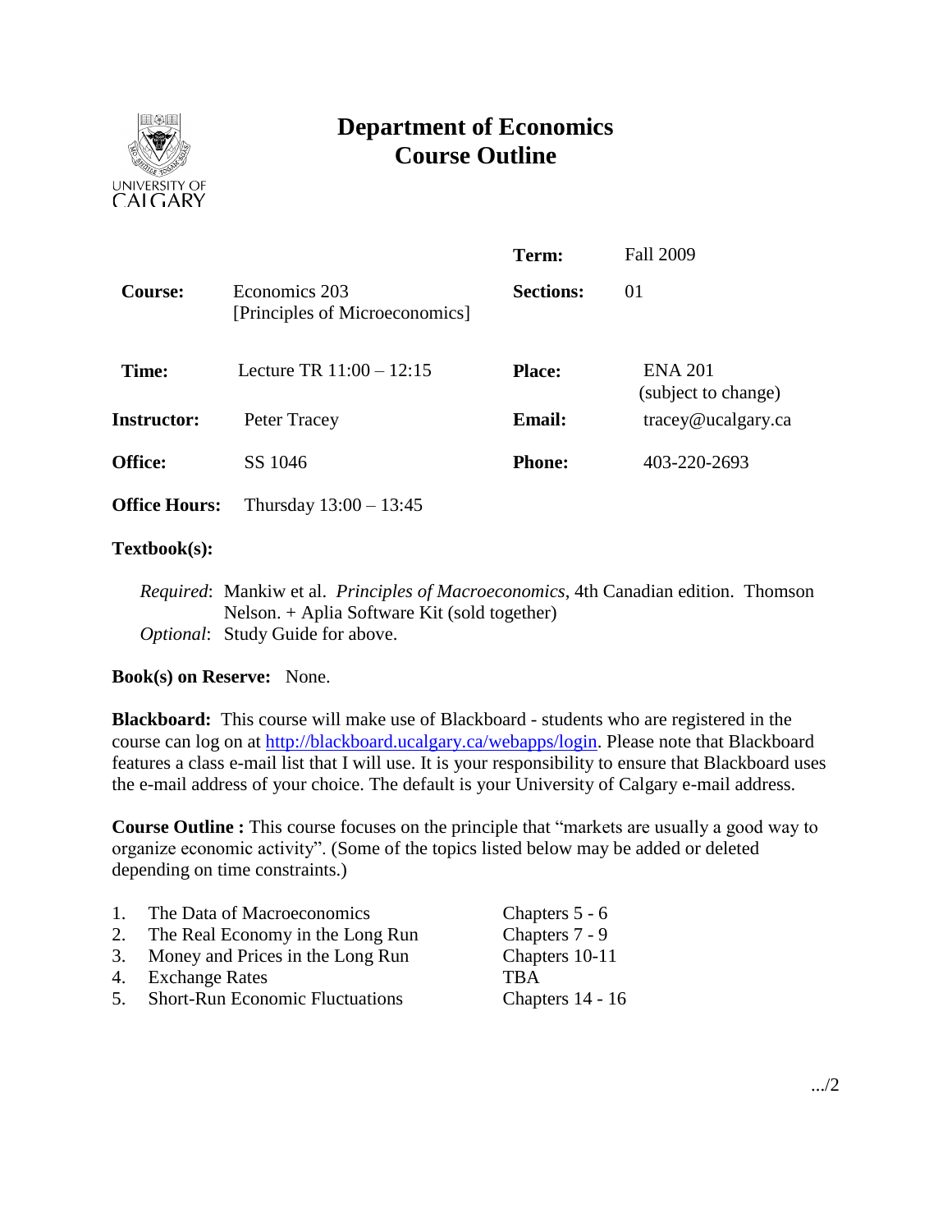# Department of Economics
## Course Outline

UNIVERSITY OF CALGARY

| | | | |
|---|---|---|---|
| | | **Term:** | Fall 2009 |
| **Course:** | Economics 203 [Principles of Microeconomics] | **Sections:** | 01 |
| **Time:** | Lecture TR 11:00 – 12:15 | **Place:** | ENA 201 (subject to change) |
| **Instructor:** | Peter Tracey | **Email:** | tracey@ucalgary.ca |
| **Office:** | SS 1046 | **Phone:** | 403-220-2693 |
| **Office Hours:** | Thursday 13:00 – 13:45 | | |

**Textbook(s):**

*Required*: Mankiw et al. *Principles of Macroeconomics*, 4th Canadian edition. Thomson Nelson. + Aplia Software Kit (sold together)
*Optional*: Study Guide for above.

**Book(s) on Reserve:** None.

**Blackboard:** This course will make use of Blackboard - students who are registered in the course can log on at http://blackboard.ucalgary.ca/webapps/login. Please note that Blackboard features a class e-mail list that I will use. It is your responsibility to ensure that Blackboard uses the e-mail address of your choice. The default is your University of Calgary e-mail address.

**Course Outline :** This course focuses on the principle that "markets are usually a good way to organize economic activity". (Some of the topics listed below may be added or deleted depending on time constraints.)

| | | |
|---|---|---|
| 1. | The Data of Macroeconomics | Chapters 5 - 6 |
| 2. | The Real Economy in the Long Run | Chapters 7 - 9 |
| 3. | Money and Prices in the Long Run | Chapters 10-11 |
| 4. | Exchange Rates | TBA |
| 5. | Short-Run Economic Fluctuations | Chapters 14 - 16 |

.../2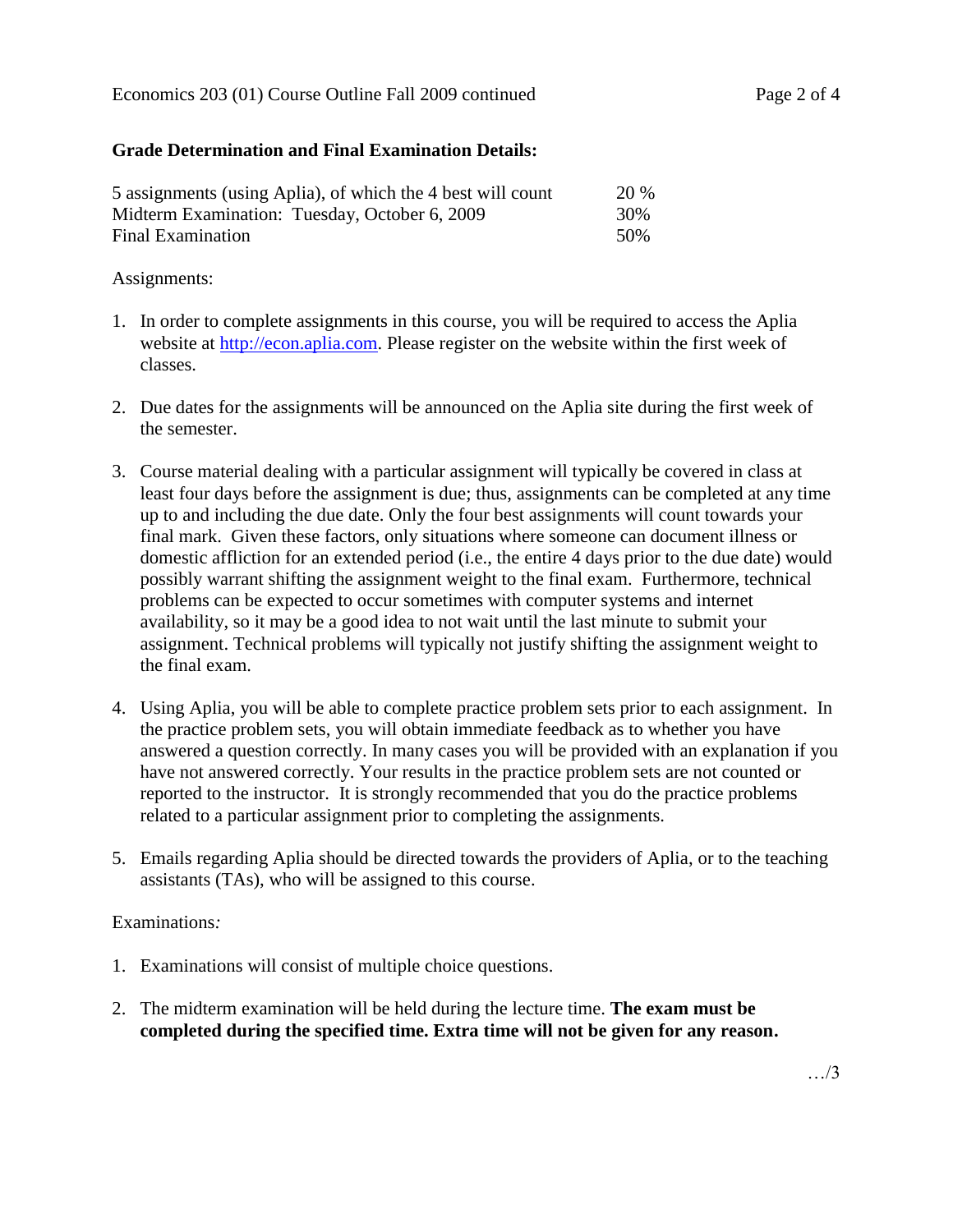## Grade Determination and Final Examination Details:

| | |
|---|---|
| 5 assignments (using Aplia), of which the 4 best will count | 20 % |
| Midterm Examination: Tuesday, October 6, 2009 | 30% |
| Final Examination | 50% |

Assignments:

1. In order to complete assignments in this course, you will be required to access the Aplia website at http://econ.aplia.com. Please register on the website within the first week of classes.

2. Due dates for the assignments will be announced on the Aplia site during the first week of the semester.

3. Course material dealing with a particular assignment will typically be covered in class at least four days before the assignment is due; thus, assignments can be completed at any time up to and including the due date. Only the four best assignments will count towards your final mark. Given these factors, only situations where someone can document illness or domestic affliction for an extended period (i.e., the entire 4 days prior to the due date) would possibly warrant shifting the assignment weight to the final exam. Furthermore, technical problems can be expected to occur sometimes with computer systems and internet availability, so it may be a good idea to not wait until the last minute to submit your assignment. Technical problems will typically not justify shifting the assignment weight to the final exam.

4. Using Aplia, you will be able to complete practice problem sets prior to each assignment. In the practice problem sets, you will obtain immediate feedback as to whether you have answered a question correctly. In many cases you will be provided with an explanation if you have not answered correctly. Your results in the practice problem sets are not counted or reported to the instructor. It is strongly recommended that you do the practice problems related to a particular assignment prior to completing the assignments.

5. Emails regarding Aplia should be directed towards the providers of Aplia, or to the teaching assistants (TAs), who will be assigned to this course.

Examinations:

1. Examinations will consist of multiple choice questions.

2. The midterm examination will be held during the lecture time. **The exam must be completed during the specified time. Extra time will not be given for any reason.**

…/3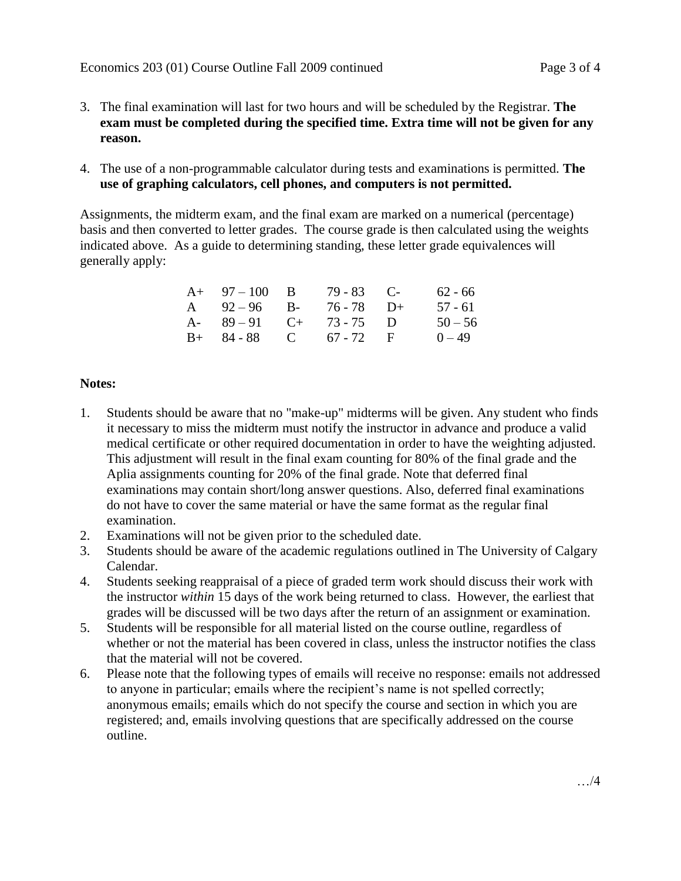3. The final examination will last for two hours and will be scheduled by the Registrar. **The exam must be completed during the specified time. Extra time will not be given for any reason.**

4. The use of a non-programmable calculator during tests and examinations is permitted. **The use of graphing calculators, cell phones, and computers is not permitted.**

Assignments, the midterm exam, and the final exam are marked on a numerical (percentage) basis and then converted to letter grades. The course grade is then calculated using the weights indicated above. As a guide to determining standing, these letter grade equivalences will generally apply:

| | | | | | |
|---|---|---|---|---|---|
| A+ | 97 – 100 | B | 79 - 83 | C- | 62 - 66 |
| A | 92 – 96 | B- | 76 - 78 | D+ | 57 - 61 |
| A- | 89 – 91 | C+ | 73 - 75 | D | 50 – 56 |
| B+ | 84 - 88 | C | 67 - 72 | F | 0 – 49 |

**Notes:**

1. Students should be aware that no "make-up" midterms will be given. Any student who finds it necessary to miss the midterm must notify the instructor in advance and produce a valid medical certificate or other required documentation in order to have the weighting adjusted. This adjustment will result in the final exam counting for 80% of the final grade and the Aplia assignments counting for 20% of the final grade. Note that deferred final examinations may contain short/long answer questions. Also, deferred final examinations do not have to cover the same material or have the same format as the regular final examination.
2. Examinations will not be given prior to the scheduled date.
3. Students should be aware of the academic regulations outlined in The University of Calgary Calendar.
4. Students seeking reappraisal of a piece of graded term work should discuss their work with the instructor *within* 15 days of the work being returned to class. However, the earliest that grades will be discussed will be two days after the return of an assignment or examination.
5. Students will be responsible for all material listed on the course outline, regardless of whether or not the material has been covered in class, unless the instructor notifies the class that the material will not be covered.
6. Please note that the following types of emails will receive no response: emails not addressed to anyone in particular; emails where the recipient's name is not spelled correctly; anonymous emails; emails which do not specify the course and section in which you are registered; and, emails involving questions that are specifically addressed on the course outline.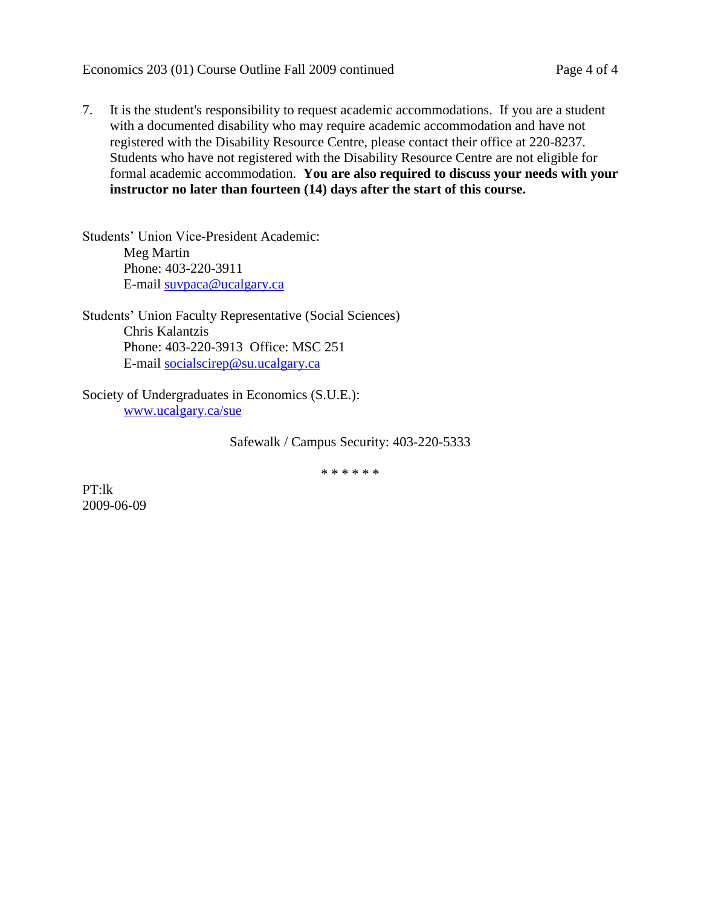7. It is the student's responsibility to request academic accommodations. If you are a student with a documented disability who may require academic accommodation and have not registered with the Disability Resource Centre, please contact their office at 220-8237. Students who have not registered with the Disability Resource Centre are not eligible for formal academic accommodation. **You are also required to discuss your needs with your instructor no later than fourteen (14) days after the start of this course.**

Students' Union Vice-President Academic:
Meg Martin
Phone: 403-220-3911
E-mail suvpaca@ucalgary.ca

Students' Union Faculty Representative (Social Sciences)
Chris Kalantzis
Phone: 403-220-3913 Office: MSC 251
E-mail socialscirep@su.ucalgary.ca

Society of Undergraduates in Economics (S.U.E.):
www.ucalgary.ca/sue

Safewalk / Campus Security: 403-220-5333

\* \* \* \* \* \*

PT:lk
2009-06-09